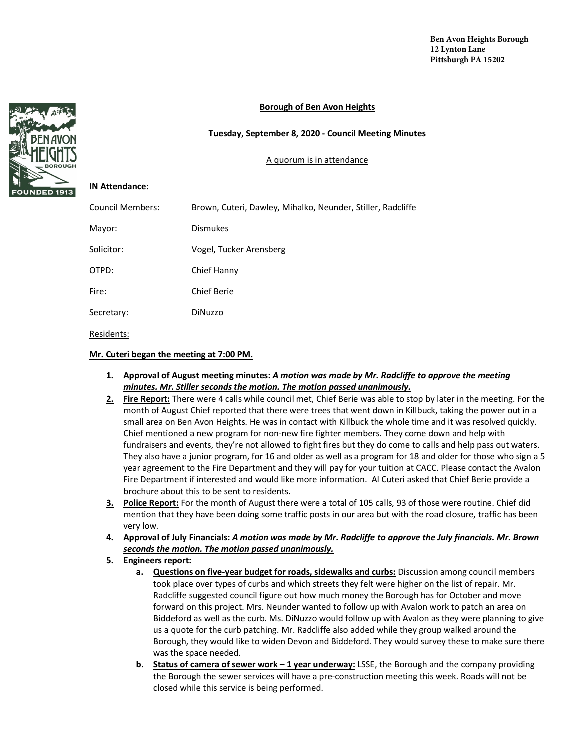Ben Avon Heights Borough
12 Lynton Lane
Pittsburgh PA 15202

**Borough of Ben Avon Heights**

**Tuesday, September 8, 2020 - Council Meeting Minutes**

A quorum is in attendance

**IN Attendance:**

| | |
|---|---|
| Council Members: | Brown, Cuteri, Dawley, Mihalko, Neunder, Stiller, Radcliffe |
| Mayor: | Dismukes |
| Solicitor: | Vogel, Tucker Arensberg |
| OTPD: | Chief Hanny |
| Fire: | Chief Berie |
| Secretary: | DiNuzzo |
| Residents: | |

**Mr. Cuteri began the meeting at 7:00 PM.**

1. **Approval of August meeting minutes:** ***A motion was made by Mr. Radcliffe to approve the meeting minutes. Mr. Stiller seconds the motion. The motion passed unanimously.***
2. **Fire Report:** There were 4 calls while council met, Chief Berie was able to stop by later in the meeting. For the month of August Chief reported that there were trees that went down in Killbuck, taking the power out in a small area on Ben Avon Heights. He was in contact with Killbuck the whole time and it was resolved quickly. Chief mentioned a new program for non-new fire fighter members. They come down and help with fundraisers and events, they're not allowed to fight fires but they do come to calls and help pass out waters. They also have a junior program, for 16 and older as well as a program for 18 and older for those who sign a 5 year agreement to the Fire Department and they will pay for your tuition at CACC. Please contact the Avalon Fire Department if interested and would like more information. Al Cuteri asked that Chief Berie provide a brochure about this to be sent to residents.
3. **Police Report:** For the month of August there were a total of 105 calls, 93 of those were routine. Chief did mention that they have been doing some traffic posts in our area but with the road closure, traffic has been very low.
4. **Approval of July Financials:** ***A motion was made by Mr. Radcliffe to approve the July financials. Mr. Brown seconds the motion. The motion passed unanimously.***
5. **Engineers report:**
   a. **Questions on five-year budget for roads, sidewalks and curbs:** Discussion among council members took place over types of curbs and which streets they felt were higher on the list of repair. Mr. Radcliffe suggested council figure out how much money the Borough has for October and move forward on this project. Mrs. Neunder wanted to follow up with Avalon work to patch an area on Biddeford as well as the curb. Ms. DiNuzzo would follow up with Avalon as they were planning to give us a quote for the curb patching. Mr. Radcliffe also added while they group walked around the Borough, they would like to widen Devon and Biddeford. They would survey these to make sure there was the space needed.
   b. **Status of camera of sewer work – 1 year underway:** LSSE, the Borough and the company providing the Borough the sewer services will have a pre-construction meeting this week. Roads will not be closed while this service is being performed.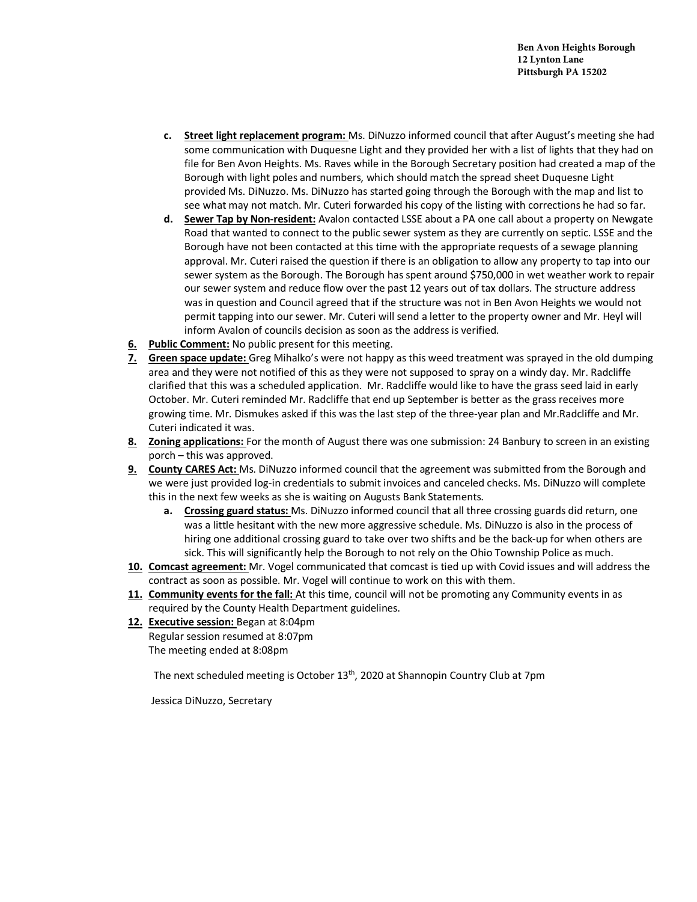Ben Avon Heights Borough
12 Lynton Lane
Pittsburgh PA 15202

c. **Street light replacement program:** Ms. DiNuzzo informed council that after August's meeting she had some communication with Duquesne Light and they provided her with a list of lights that they had on file for Ben Avon Heights. Ms. Raves while in the Borough Secretary position had created a map of the Borough with light poles and numbers, which should match the spread sheet Duquesne Light provided Ms. DiNuzzo. Ms. DiNuzzo has started going through the Borough with the map and list to see what may not match. Mr. Cuteri forwarded his copy of the listing with corrections he had so far.

d. **Sewer Tap by Non-resident:** Avalon contacted LSSE about a PA one call about a property on Newgate Road that wanted to connect to the public sewer system as they are currently on septic. LSSE and the Borough have not been contacted at this time with the appropriate requests of a sewage planning approval. Mr. Cuteri raised the question if there is an obligation to allow any property to tap into our sewer system as the Borough. The Borough has spent around $750,000 in wet weather work to repair our sewer system and reduce flow over the past 12 years out of tax dollars. The structure address was in question and Council agreed that if the structure was not in Ben Avon Heights we would not permit tapping into our sewer. Mr. Cuteri will send a letter to the property owner and Mr. Heyl will inform Avalon of councils decision as soon as the address is verified.

6. **Public Comment:** No public present for this meeting.

7. **Green space update:** Greg Mihalko's were not happy as this weed treatment was sprayed in the old dumping area and they were not notified of this as they were not supposed to spray on a windy day. Mr. Radcliffe clarified that this was a scheduled application. Mr. Radcliffe would like to have the grass seed laid in early October. Mr. Cuteri reminded Mr. Radcliffe that end up September is better as the grass receives more growing time. Mr. Dismukes asked if this was the last step of the three-year plan and Mr.Radcliffe and Mr. Cuteri indicated it was.

8. **Zoning applications:** For the month of August there was one submission: 24 Banbury to screen in an existing porch – this was approved.

9. **County CARES Act:** Ms. DiNuzzo informed council that the agreement was submitted from the Borough and we were just provided log-in credentials to submit invoices and canceled checks. Ms. DiNuzzo will complete this in the next few weeks as she is waiting on Augusts Bank Statements.

   a. **Crossing guard status:** Ms. DiNuzzo informed council that all three crossing guards did return, one was a little hesitant with the new more aggressive schedule. Ms. DiNuzzo is also in the process of hiring one additional crossing guard to take over two shifts and be the back-up for when others are sick. This will significantly help the Borough to not rely on the Ohio Township Police as much.

10. **Comcast agreement:** Mr. Vogel communicated that comcast is tied up with Covid issues and will address the contract as soon as possible. Mr. Vogel will continue to work on this with them.

11. **Community events for the fall:** At this time, council will not be promoting any Community events in as required by the County Health Department guidelines.

12. **Executive session:** Began at 8:04pm
    Regular session resumed at 8:07pm
    The meeting ended at 8:08pm

The next scheduled meeting is October 13th, 2020 at Shannopin Country Club at 7pm

Jessica DiNuzzo, Secretary